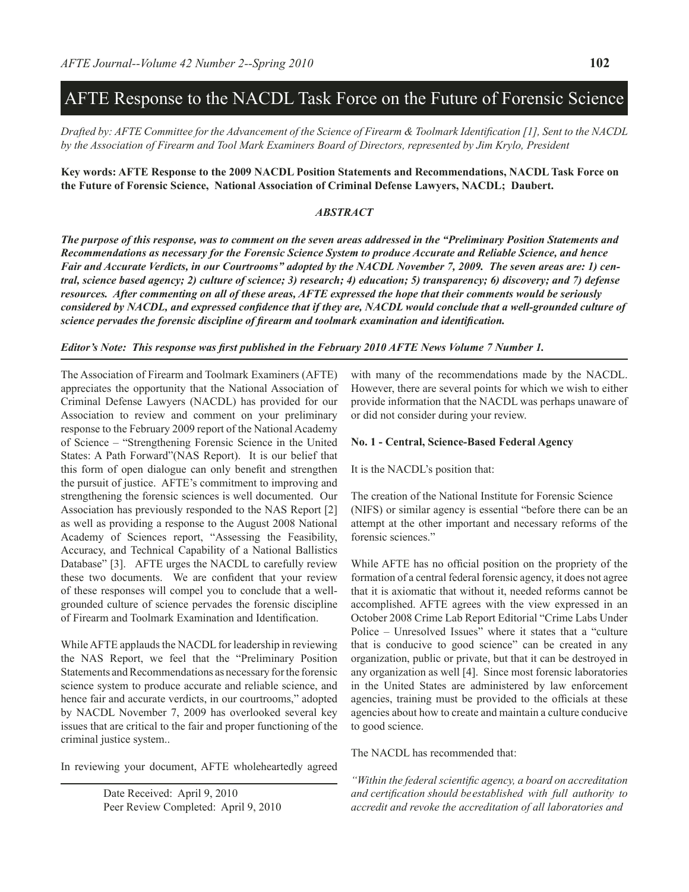# AFTE Response to the NACDL Task Force on the Future of Forensic Science

*Drafted by: AFTE Committee for the Advancement of the Science of Firearm & Toolmark Identification [1], Sent to the NACDL by the Association of Firearm and Tool Mark Examiners Board of Directors, represented by Jim Krylo, President*

**Key words: AFTE Response to the 2009 NACDL Position Statements and Recommendations, NACDL Task Force on the Future of Forensic Science, National Association of Criminal Defense Lawyers, NACDL; Daubert.**

***ABSTRACT***

***The purpose of this response, was to comment on the seven areas addressed in the "Preliminary Position Statements and Recommendations as necessary for the Forensic Science System to produce Accurate and Reliable Science, and hence Fair and Accurate Verdicts, in our Courtrooms" adopted by the NACDL November 7, 2009. The seven areas are: 1) central, science based agency; 2) culture of science; 3) research; 4) education; 5) transparency; 6) discovery; and 7) defense resources. After commenting on all of these areas, AFTE expressed the hope that their comments would be seriously considered by NACDL, and expressed confidence that if they are, NACDL would conclude that a well-grounded culture of science pervades the forensic discipline of firearm and toolmark examination and identification.***

***Editor's Note: This response was first published in the February 2010 AFTE News Volume 7 Number 1.***

The Association of Firearm and Toolmark Examiners (AFTE) appreciates the opportunity that the National Association of Criminal Defense Lawyers (NACDL) has provided for our Association to review and comment on your preliminary response to the February 2009 report of the National Academy of Science – "Strengthening Forensic Science in the United States: A Path Forward"(NAS Report). It is our belief that this form of open dialogue can only benefit and strengthen the pursuit of justice. AFTE's commitment to improving and strengthening the forensic sciences is well documented. Our Association has previously responded to the NAS Report [2] as well as providing a response to the August 2008 National Academy of Sciences report, "Assessing the Feasibility, Accuracy, and Technical Capability of a National Ballistics Database" [3]. AFTE urges the NACDL to carefully review these two documents. We are confident that your review of these responses will compel you to conclude that a well-grounded culture of science pervades the forensic discipline of Firearm and Toolmark Examination and Identification.

While AFTE applauds the NACDL for leadership in reviewing the NAS Report, we feel that the "Preliminary Position Statements and Recommendations as necessary for the forensic science system to produce accurate and reliable science, and hence fair and accurate verdicts, in our courtrooms," adopted by NACDL November 7, 2009 has overlooked several key issues that are critical to the fair and proper functioning of the criminal justice system..

In reviewing your document, AFTE wholeheartedly agreed with many of the recommendations made by the NACDL. However, there are several points for which we wish to either provide information that the NACDL was perhaps unaware of or did not consider during your review.

Date Received: April 9, 2010
Peer Review Completed: April 9, 2010

**No. 1 - Central, Science-Based Federal Agency**

It is the NACDL's position that:

The creation of the National Institute for Forensic Science (NIFS) or similar agency is essential "before there can be an attempt at the other important and necessary reforms of the forensic sciences."

While AFTE has no official position on the propriety of the formation of a central federal forensic agency, it does not agree that it is axiomatic that without it, needed reforms cannot be accomplished. AFTE agrees with the view expressed in an October 2008 Crime Lab Report Editorial "Crime Labs Under Police – Unresolved Issues" where it states that a "culture that is conducive to good science" can be created in any organization, public or private, but that it can be destroyed in any organization as well [4]. Since most forensic laboratories in the United States are administered by law enforcement agencies, training must be provided to the officials at these agencies about how to create and maintain a culture conducive to good science.

The NACDL has recommended that:

*"Within the federal scientific agency, a board on accreditation and certification should be established with full authority to accredit and revoke the accreditation of all laboratories and*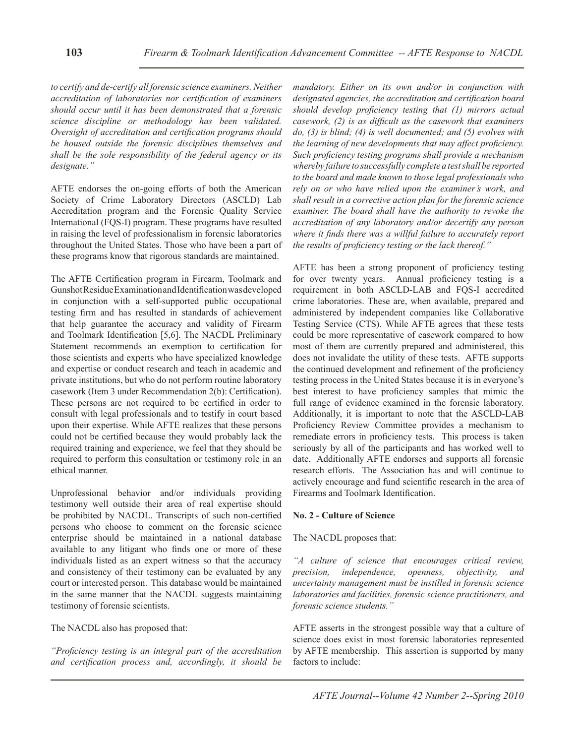*to certify and de-certify all forensic science examiners. Neither accreditation of laboratories nor certification of examiners should occur until it has been demonstrated that a forensic science discipline or methodology has been validated. Oversight of accreditation and certification programs should be housed outside the forensic disciplines themselves and shall be the sole responsibility of the federal agency or its designate."*

AFTE endorses the on-going efforts of both the American Society of Crime Laboratory Directors (ASCLD) Lab Accreditation program and the Forensic Quality Service International (FQS-I) program. These programs have resulted in raising the level of professionalism in forensic laboratories throughout the United States. Those who have been a part of these programs know that rigorous standards are maintained.

The AFTE Certification program in Firearm, Toolmark and Gunshot Residue Examination and Identification was developed in conjunction with a self-supported public occupational testing firm and has resulted in standards of achievement that help guarantee the accuracy and validity of Firearm and Toolmark Identification [5,6]. The NACDL Preliminary Statement recommends an exemption to certification for those scientists and experts who have specialized knowledge and expertise or conduct research and teach in academic and private institutions, but who do not perform routine laboratory casework (Item 3 under Recommendation 2(b): Certification). These persons are not required to be certified in order to consult with legal professionals and to testify in court based upon their expertise. While AFTE realizes that these persons could not be certified because they would probably lack the required training and experience, we feel that they should be required to perform this consultation or testimony role in an ethical manner.

Unprofessional behavior and/or individuals providing testimony well outside their area of real expertise should be prohibited by NACDL. Transcripts of such non-certified persons who choose to comment on the forensic science enterprise should be maintained in a national database available to any litigant who finds one or more of these individuals listed as an expert witness so that the accuracy and consistency of their testimony can be evaluated by any court or interested person. This database would be maintained in the same manner that the NACDL suggests maintaining testimony of forensic scientists.

The NACDL also has proposed that:

*"Proficiency testing is an integral part of the accreditation and certification process and, accordingly, it should be mandatory. Either on its own and/or in conjunction with designated agencies, the accreditation and certification board should develop proficiency testing that (1) mirrors actual casework, (2) is as difficult as the casework that examiners do, (3) is blind; (4) is well documented; and (5) evolves with the learning of new developments that may affect proficiency. Such proficiency testing programs shall provide a mechanism whereby failure to successfully complete a test shall be reported to the board and made known to those legal professionals who rely on or who have relied upon the examiner's work, and shall result in a corrective action plan for the forensic science examiner. The board shall have the authority to revoke the accreditation of any laboratory and/or decertify any person where it finds there was a willful failure to accurately report the results of proficiency testing or the lack thereof."*

AFTE has been a strong proponent of proficiency testing for over twenty years. Annual proficiency testing is a requirement in both ASCLD-LAB and FQS-I accredited crime laboratories. These are, when available, prepared and administered by independent companies like Collaborative Testing Service (CTS). While AFTE agrees that these tests could be more representative of casework compared to how most of them are currently prepared and administered, this does not invalidate the utility of these tests. AFTE supports the continued development and refinement of the proficiency testing process in the United States because it is in everyone's best interest to have proficiency samples that mimic the full range of evidence examined in the forensic laboratory. Additionally, it is important to note that the ASCLD-LAB Proficiency Review Committee provides a mechanism to remediate errors in proficiency tests. This process is taken seriously by all of the participants and has worked well to date. Additionally AFTE endorses and supports all forensic research efforts. The Association has and will continue to actively encourage and fund scientific research in the area of Firearms and Toolmark Identification.

**No. 2 - Culture of Science**

The NACDL proposes that:

*"A culture of science that encourages critical review, precision, independence, openness, objectivity, and uncertainty management must be instilled in forensic science laboratories and facilities, forensic science practitioners, and forensic science students."*

AFTE asserts in the strongest possible way that a culture of science does exist in most forensic laboratories represented by AFTE membership. This assertion is supported by many factors to include: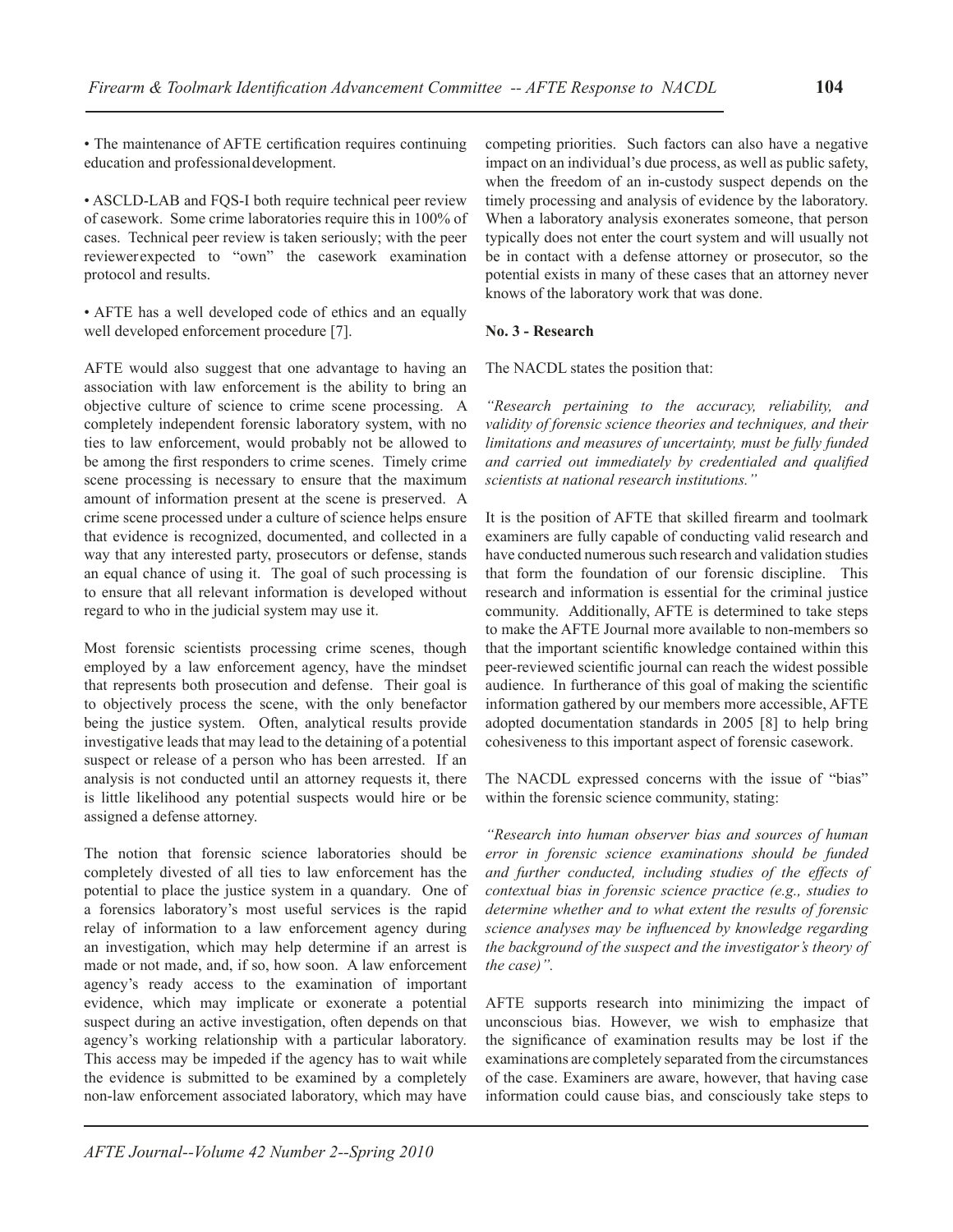- The maintenance of AFTE certification requires continuing education and professional development.

- ASCLD-LAB and FQS-I both require technical peer review of casework. Some crime laboratories require this in 100% of cases. Technical peer review is taken seriously; with the peer reviewer expected to "own" the casework examination protocol and results.

- AFTE has a well developed code of ethics and an equally well developed enforcement procedure [7].

AFTE would also suggest that one advantage to having an association with law enforcement is the ability to bring an objective culture of science to crime scene processing. A completely independent forensic laboratory system, with no ties to law enforcement, would probably not be allowed to be among the first responders to crime scenes. Timely crime scene processing is necessary to ensure that the maximum amount of information present at the scene is preserved. A crime scene processed under a culture of science helps ensure that evidence is recognized, documented, and collected in a way that any interested party, prosecutors or defense, stands an equal chance of using it. The goal of such processing is to ensure that all relevant information is developed without regard to who in the judicial system may use it.

Most forensic scientists processing crime scenes, though employed by a law enforcement agency, have the mindset that represents both prosecution and defense. Their goal is to objectively process the scene, with the only benefactor being the justice system. Often, analytical results provide investigative leads that may lead to the detaining of a potential suspect or release of a person who has been arrested. If an analysis is not conducted until an attorney requests it, there is little likelihood any potential suspects would hire or be assigned a defense attorney.

The notion that forensic science laboratories should be completely divested of all ties to law enforcement has the potential to place the justice system in a quandary. One of a forensics laboratory's most useful services is the rapid relay of information to a law enforcement agency during an investigation, which may help determine if an arrest is made or not made, and, if so, how soon. A law enforcement agency's ready access to the examination of important evidence, which may implicate or exonerate a potential suspect during an active investigation, often depends on that agency's working relationship with a particular laboratory. This access may be impeded if the agency has to wait while the evidence is submitted to be examined by a completely non-law enforcement associated laboratory, which may have competing priorities. Such factors can also have a negative impact on an individual's due process, as well as public safety, when the freedom of an in-custody suspect depends on the timely processing and analysis of evidence by the laboratory. When a laboratory analysis exonerates someone, that person typically does not enter the court system and will usually not be in contact with a defense attorney or prosecutor, so the potential exists in many of these cases that an attorney never knows of the laboratory work that was done.

**No. 3 - Research**

The NACDL states the position that:

*"Research pertaining to the accuracy, reliability, and validity of forensic science theories and techniques, and their limitations and measures of uncertainty, must be fully funded and carried out immediately by credentialed and qualified scientists at national research institutions."*

It is the position of AFTE that skilled firearm and toolmark examiners are fully capable of conducting valid research and have conducted numerous such research and validation studies that form the foundation of our forensic discipline. This research and information is essential for the criminal justice community. Additionally, AFTE is determined to take steps to make the AFTE Journal more available to non-members so that the important scientific knowledge contained within this peer-reviewed scientific journal can reach the widest possible audience. In furtherance of this goal of making the scientific information gathered by our members more accessible, AFTE adopted documentation standards in 2005 [8] to help bring cohesiveness to this important aspect of forensic casework.

The NACDL expressed concerns with the issue of "bias" within the forensic science community, stating:

*"Research into human observer bias and sources of human error in forensic science examinations should be funded and further conducted, including studies of the effects of contextual bias in forensic science practice (e.g., studies to determine whether and to what extent the results of forensic science analyses may be influenced by knowledge regarding the background of the suspect and the investigator's theory of the case)".*

AFTE supports research into minimizing the impact of unconscious bias. However, we wish to emphasize that the significance of examination results may be lost if the examinations are completely separated from the circumstances of the case. Examiners are aware, however, that having case information could cause bias, and consciously take steps to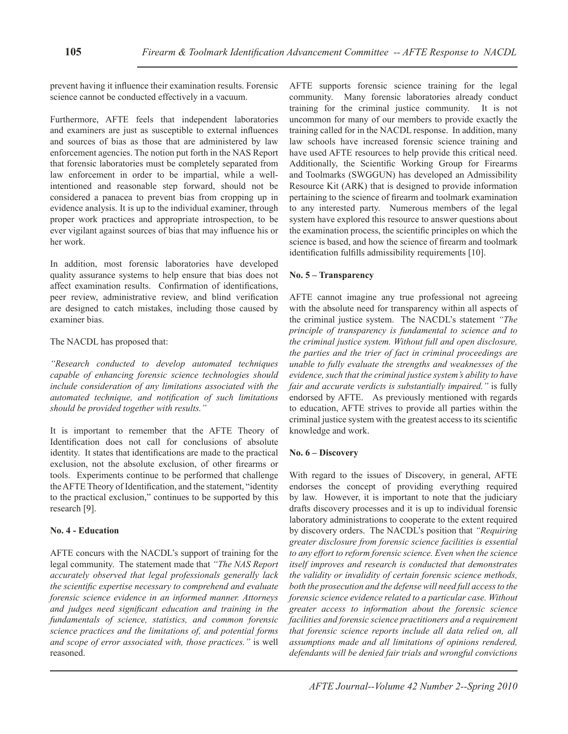prevent having it influence their examination results. Forensic science cannot be conducted effectively in a vacuum.

Furthermore, AFTE feels that independent laboratories and examiners are just as susceptible to external influences and sources of bias as those that are administered by law enforcement agencies. The notion put forth in the NAS Report that forensic laboratories must be completely separated from law enforcement in order to be impartial, while a well-intentioned and reasonable step forward, should not be considered a panacea to prevent bias from cropping up in evidence analysis. It is up to the individual examiner, through proper work practices and appropriate introspection, to be ever vigilant against sources of bias that may influence his or her work.

In addition, most forensic laboratories have developed quality assurance systems to help ensure that bias does not affect examination results. Confirmation of identifications, peer review, administrative review, and blind verification are designed to catch mistakes, including those caused by examiner bias.

The NACDL has proposed that:

*"Research conducted to develop automated techniques capable of enhancing forensic science technologies should include consideration of any limitations associated with the automated technique, and notification of such limitations should be provided together with results."*

It is important to remember that the AFTE Theory of Identification does not call for conclusions of absolute identity. It states that identifications are made to the practical exclusion, not the absolute exclusion, of other firearms or tools. Experiments continue to be performed that challenge the AFTE Theory of Identification, and the statement, "identity to the practical exclusion," continues to be supported by this research [9].

**No. 4 - Education**

AFTE concurs with the NACDL's support of training for the legal community. The statement made that *"The NAS Report accurately observed that legal professionals generally lack the scientific expertise necessary to comprehend and evaluate forensic science evidence in an informed manner. Attorneys and judges need significant education and training in the fundamentals of science, statistics, and common forensic science practices and the limitations of, and potential forms and scope of error associated with, those practices."* is well reasoned.

AFTE supports forensic science training for the legal community. Many forensic laboratories already conduct training for the criminal justice community. It is not uncommon for many of our members to provide exactly the training called for in the NACDL response. In addition, many law schools have increased forensic science training and have used AFTE resources to help provide this critical need. Additionally, the Scientific Working Group for Firearms and Toolmarks (SWGGUN) has developed an Admissibility Resource Kit (ARK) that is designed to provide information pertaining to the science of firearm and toolmark examination to any interested party. Numerous members of the legal system have explored this resource to answer questions about the examination process, the scientific principles on which the science is based, and how the science of firearm and toolmark identification fulfills admissibility requirements [10].

**No. 5 – Transparency**

AFTE cannot imagine any true professional not agreeing with the absolute need for transparency within all aspects of the criminal justice system. The NACDL's statement *"The principle of transparency is fundamental to science and to the criminal justice system. Without full and open disclosure, the parties and the trier of fact in criminal proceedings are unable to fully evaluate the strengths and weaknesses of the evidence, such that the criminal justice system's ability to have fair and accurate verdicts is substantially impaired."* is fully endorsed by AFTE. As previously mentioned with regards to education, AFTE strives to provide all parties within the criminal justice system with the greatest access to its scientific knowledge and work.

**No. 6 – Discovery**

With regard to the issues of Discovery, in general, AFTE endorses the concept of providing everything required by law. However, it is important to note that the judiciary drafts discovery processes and it is up to individual forensic laboratory administrations to cooperate to the extent required by discovery orders. The NACDL's position that *"Requiring greater disclosure from forensic science facilities is essential to any effort to reform forensic science. Even when the science itself improves and research is conducted that demonstrates the validity or invalidity of certain forensic science methods, both the prosecution and the defense will need full access to the forensic science evidence related to a particular case. Without greater access to information about the forensic science facilities and forensic science practitioners and a requirement that forensic science reports include all data relied on, all assumptions made and all limitations of opinions rendered, defendants will be denied fair trials and wrongful convictions*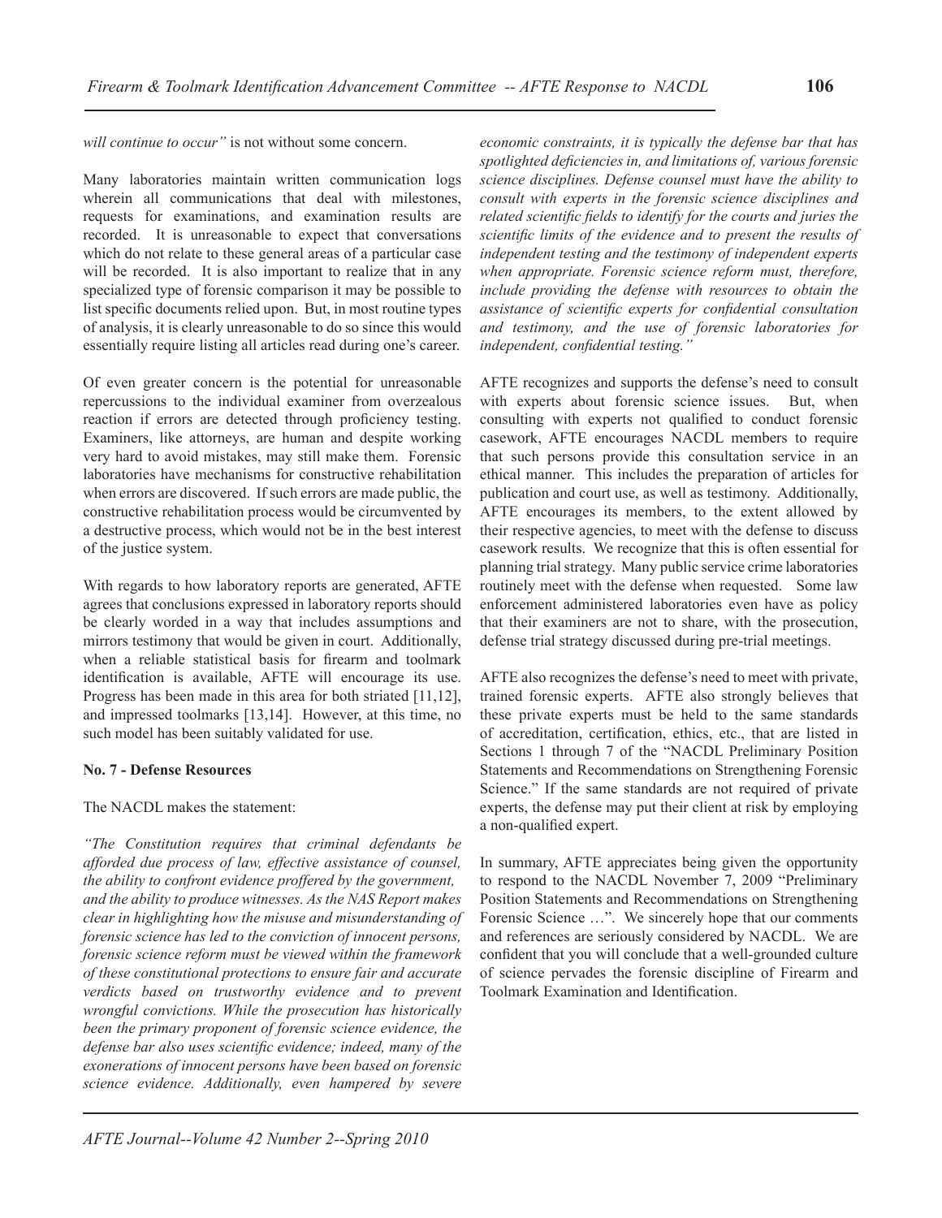*will continue to occur"* is not without some concern.

Many laboratories maintain written communication logs wherein all communications that deal with milestones, requests for examinations, and examination results are recorded. It is unreasonable to expect that conversations which do not relate to these general areas of a particular case will be recorded. It is also important to realize that in any specialized type of forensic comparison it may be possible to list specific documents relied upon. But, in most routine types of analysis, it is clearly unreasonable to do so since this would essentially require listing all articles read during one's career.

Of even greater concern is the potential for unreasonable repercussions to the individual examiner from overzealous reaction if errors are detected through proficiency testing. Examiners, like attorneys, are human and despite working very hard to avoid mistakes, may still make them. Forensic laboratories have mechanisms for constructive rehabilitation when errors are discovered. If such errors are made public, the constructive rehabilitation process would be circumvented by a destructive process, which would not be in the best interest of the justice system.

With regards to how laboratory reports are generated, AFTE agrees that conclusions expressed in laboratory reports should be clearly worded in a way that includes assumptions and mirrors testimony that would be given in court. Additionally, when a reliable statistical basis for firearm and toolmark identification is available, AFTE will encourage its use. Progress has been made in this area for both striated [11,12], and impressed toolmarks [13,14]. However, at this time, no such model has been suitably validated for use.

**No. 7 - Defense Resources**

The NACDL makes the statement:

*"The Constitution requires that criminal defendants be afforded due process of law, effective assistance of counsel, the ability to confront evidence proffered by the government, and the ability to produce witnesses. As the NAS Report makes clear in highlighting how the misuse and misunderstanding of forensic science has led to the conviction of innocent persons, forensic science reform must be viewed within the framework of these constitutional protections to ensure fair and accurate verdicts based on trustworthy evidence and to prevent wrongful convictions. While the prosecution has historically been the primary proponent of forensic science evidence, the defense bar also uses scientific evidence; indeed, many of the exonerations of innocent persons have been based on forensic science evidence. Additionally, even hampered by severe economic constraints, it is typically the defense bar that has spotlighted deficiencies in, and limitations of, various forensic science disciplines. Defense counsel must have the ability to consult with experts in the forensic science disciplines and related scientific fields to identify for the courts and juries the scientific limits of the evidence and to present the results of independent testing and the testimony of independent experts when appropriate. Forensic science reform must, therefore, include providing the defense with resources to obtain the assistance of scientific experts for confidential consultation and testimony, and the use of forensic laboratories for independent, confidential testing."*

AFTE recognizes and supports the defense's need to consult with experts about forensic science issues. But, when consulting with experts not qualified to conduct forensic casework, AFTE encourages NACDL members to require that such persons provide this consultation service in an ethical manner. This includes the preparation of articles for publication and court use, as well as testimony. Additionally, AFTE encourages its members, to the extent allowed by their respective agencies, to meet with the defense to discuss casework results. We recognize that this is often essential for planning trial strategy. Many public service crime laboratories routinely meet with the defense when requested. Some law enforcement administered laboratories even have as policy that their examiners are not to share, with the prosecution, defense trial strategy discussed during pre-trial meetings.

AFTE also recognizes the defense's need to meet with private, trained forensic experts. AFTE also strongly believes that these private experts must be held to the same standards of accreditation, certification, ethics, etc., that are listed in Sections 1 through 7 of the "NACDL Preliminary Position Statements and Recommendations on Strengthening Forensic Science." If the same standards are not required of private experts, the defense may put their client at risk by employing a non-qualified expert.

In summary, AFTE appreciates being given the opportunity to respond to the NACDL November 7, 2009 "Preliminary Position Statements and Recommendations on Strengthening Forensic Science …". We sincerely hope that our comments and references are seriously considered by NACDL. We are confident that you will conclude that a well-grounded culture of science pervades the forensic discipline of Firearm and Toolmark Examination and Identification.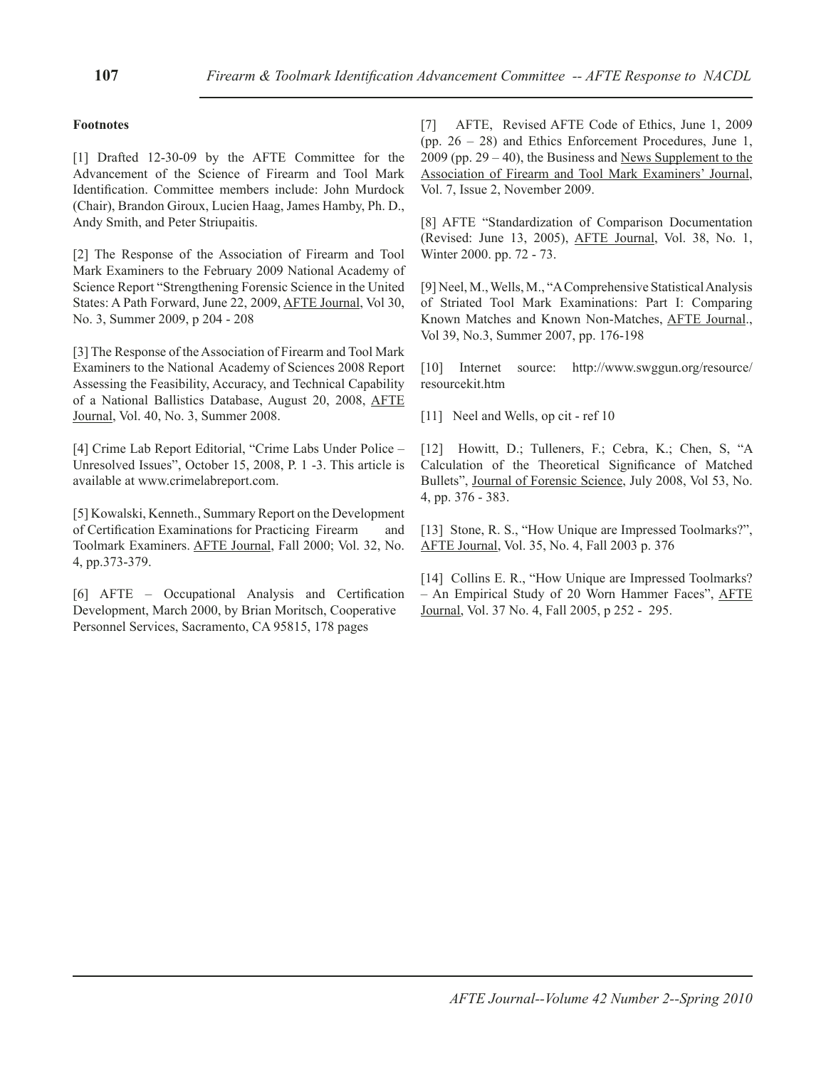**Footnotes**

[1] Drafted 12-30-09 by the AFTE Committee for the Advancement of the Science of Firearm and Tool Mark Identification. Committee members include: John Murdock (Chair), Brandon Giroux, Lucien Haag, James Hamby, Ph. D., Andy Smith, and Peter Striupaitis.

[2] The Response of the Association of Firearm and Tool Mark Examiners to the February 2009 National Academy of Science Report "Strengthening Forensic Science in the United States: A Path Forward, June 22, 2009, AFTE Journal, Vol 30, No. 3, Summer 2009, p 204 - 208

[3] The Response of the Association of Firearm and Tool Mark Examiners to the National Academy of Sciences 2008 Report Assessing the Feasibility, Accuracy, and Technical Capability of a National Ballistics Database, August 20, 2008, AFTE Journal, Vol. 40, No. 3, Summer 2008.

[4] Crime Lab Report Editorial, "Crime Labs Under Police – Unresolved Issues", October 15, 2008, P. 1 -3. This article is available at www.crimelabreport.com.

[5] Kowalski, Kenneth., Summary Report on the Development of Certification Examinations for Practicing Firearm and Toolmark Examiners. AFTE Journal, Fall 2000; Vol. 32, No. 4, pp.373-379.

[6] AFTE – Occupational Analysis and Certification Development, March 2000, by Brian Moritsch, Cooperative Personnel Services, Sacramento, CA 95815, 178 pages

[7] AFTE, Revised AFTE Code of Ethics, June 1, 2009 (pp. 26 – 28) and Ethics Enforcement Procedures, June 1, 2009 (pp. 29 – 40), the Business and News Supplement to the Association of Firearm and Tool Mark Examiners' Journal, Vol. 7, Issue 2, November 2009.

[8] AFTE "Standardization of Comparison Documentation (Revised: June 13, 2005), AFTE Journal, Vol. 38, No. 1, Winter 2000. pp. 72 - 73.

[9] Neel, M., Wells, M., "A Comprehensive Statistical Analysis of Striated Tool Mark Examinations: Part I: Comparing Known Matches and Known Non-Matches, AFTE Journal., Vol 39, No.3, Summer 2007, pp. 176-198

[10] Internet source: http://www.swggun.org/resource/resourcekit.htm

[11] Neel and Wells, op cit - ref 10

[12] Howitt, D.; Tulleners, F.; Cebra, K.; Chen, S, "A Calculation of the Theoretical Significance of Matched Bullets", Journal of Forensic Science, July 2008, Vol 53, No. 4, pp. 376 - 383.

[13] Stone, R. S., "How Unique are Impressed Toolmarks?", AFTE Journal, Vol. 35, No. 4, Fall 2003 p. 376

[14] Collins E. R., "How Unique are Impressed Toolmarks? – An Empirical Study of 20 Worn Hammer Faces", AFTE Journal, Vol. 37 No. 4, Fall 2005, p 252 - 295.